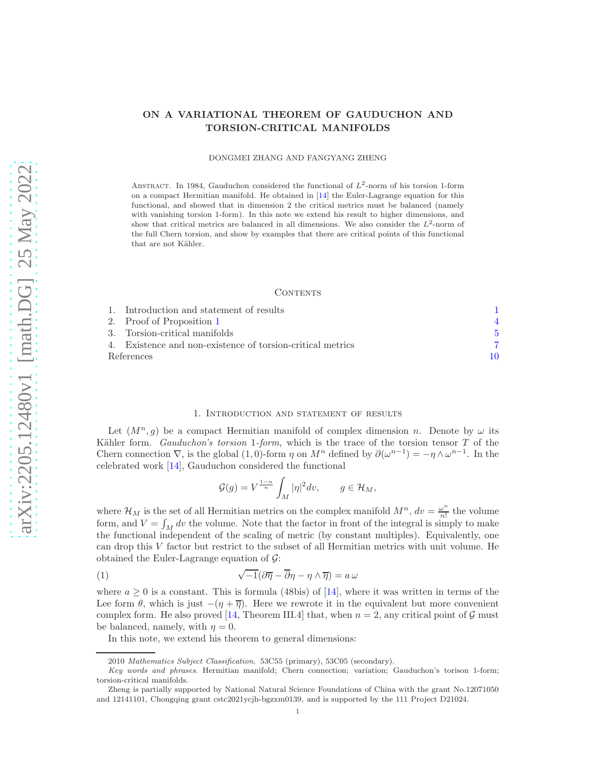# ON A VARIATIONAL THEOREM OF GAUDUCHON AND TORSION-CRITICAL MANIFOLDS

DONGMEI ZHANG AND FANGYANG ZHENG

Abstract. In 1984, Gauduchon considered the functional of $L^2$-norm of his torsion 1-form on a compact Hermitian manifold. He obtained in [14] the Euler-Lagrange equation for this functional, and showed that in dimension 2 the critical metrics must be balanced (namely with vanishing torsion 1-form). In this note we extend his result to higher dimensions, and show that critical metrics are balanced in all dimensions. We also consider the $L^2$-norm of the full Chern torsion, and show by examples that there are critical points of this functional that are not Kähler.

## Contents

1. Introduction and statement of results — 1
2. Proof of Proposition 1 — 4
3. Torsion-critical manifolds — 5
4. Existence and non-existence of torsion-critical metrics — 7

References — 10

## 1. Introduction and statement of results

Let $(M^n, g)$ be a compact Hermitian manifold of complex dimension $n$. Denote by $\omega$ its Kähler form. *Gauduchon's torsion 1-form,* which is the trace of the torsion tensor $T$ of the Chern connection $\nabla$, is the global $(1,0)$-form $\eta$ on $M^n$ defined by $\partial(\omega^{n-1}) = -\eta \wedge \omega^{n-1}$. In the celebrated work [14], Gauduchon considered the functional

$$\mathcal{G}(g) = V^{\frac{1-n}{n}} \int_M |\eta|^2 dv, \qquad g \in \mathcal{H}_M,$$

where $\mathcal{H}_M$ is the set of all Hermitian metrics on the complex manifold $M^n$, $dv = \frac{\omega^n}{n!}$ the volume form, and $V = \int_M dv$ the volume. Note that the factor in front of the integral is simply to make the functional independent of the scaling of metric (by constant multiples). Equivalently, one can drop this $V$ factor but restrict to the subset of all Hermitian metrics with unit volume. He obtained the Euler-Lagrange equation of $\mathcal{G}$:

$$\sqrt{-1}(\partial\overline{\eta} - \overline{\partial}\eta - \eta \wedge \overline{\eta}) = a\,\omega \tag{1}$$

where $a \geq 0$ is a constant. This is formula (48bis) of [14], where it was written in terms of the Lee form $\theta$, which is just $-(\eta + \overline{\eta})$. Here we rewrote it in the equivalent but more convenient complex form. He also proved [14, Theorem III.4] that, when $n = 2$, any critical point of $\mathcal{G}$ must be balanced, namely, with $\eta = 0$.

In this note, we extend his theorem to general dimensions:

2010 *Mathematics Subject Classification.* 53C55 (primary), 53C05 (secondary).

*Key words and phrases.* Hermitian manifold; Chern connection; variation; Gauduchon's torison 1-form; torsion-critical manifolds.

Zheng is partially supported by National Natural Science Foundations of China with the grant No.12071050 and 12141101, Chongqing grant cstc2021ycjh-bgzxm0139, and is supported by the 111 Project D21024.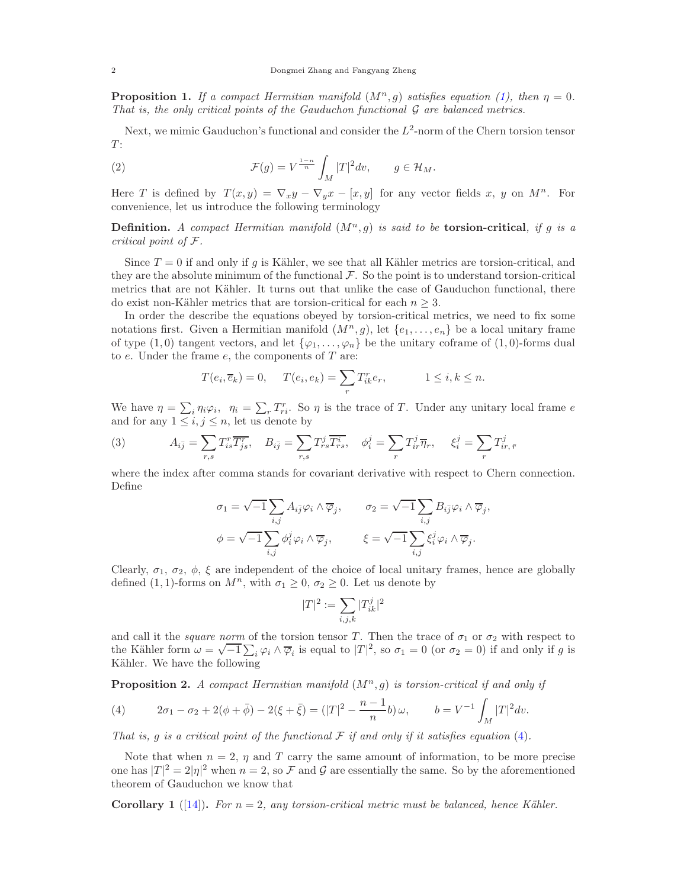**Proposition 1.** *If a compact Hermitian manifold $(M^n, g)$ satisfies equation (1), then $\eta = 0$. That is, the only critical points of the Gauduchon functional $\mathcal{G}$ are balanced metrics.*

Next, we mimic Gauduchon's functional and consider the $L^2$-norm of the Chern torsion tensor $T$:

$$\mathcal{F}(g) = V^{\frac{1-n}{n}} \int_M |T|^2 dv, \qquad g \in \mathcal{H}_M. \tag{2}$$

Here $T$ is defined by $T(x, y) = \nabla_x y - \nabla_y x - [x, y]$ for any vector fields $x$, $y$ on $M^n$. For convenience, let us introduce the following terminology

**Definition.** *A compact Hermitian manifold $(M^n, g)$ is said to be* **torsion-critical***, if $g$ is a critical point of $\mathcal{F}$.*

Since $T = 0$ if and only if $g$ is Kähler, we see that all Kähler metrics are torsion-critical, and they are the absolute minimum of the functional $\mathcal{F}$. So the point is to understand torsion-critical metrics that are not Kähler. It turns out that unlike the case of Gauduchon functional, there do exist non-Kähler metrics that are torsion-critical for each $n \geq 3$.

In order the describe the equations obeyed by torsion-critical metrics, we need to fix some notations first. Given a Hermitian manifold $(M^n, g)$, let $\{e_1, \ldots, e_n\}$ be a local unitary frame of type $(1,0)$ tangent vectors, and let $\{\varphi_1, \ldots, \varphi_n\}$ be the unitary coframe of $(1,0)$-forms dual to $e$. Under the frame $e$, the components of $T$ are:

$$T(e_i, \overline{e}_k) = 0, \quad T(e_i, e_k) = \sum_r T^r_{ik} e_r, \qquad 1 \leq i, k \leq n.$$

We have $\eta = \sum_i \eta_i \varphi_i$, $\eta_i = \sum_r T^r_{ri}$. So $\eta$ is the trace of $T$. Under any unitary local frame $e$ and for any $1 \leq i, j \leq n$, let us denote by

$$A_{i\bar{j}} = \sum_{r,s} T^r_{is} \overline{T^r_{js}}, \quad B_{i\bar{j}} = \sum_{r,s} T^j_{rs} \overline{T^i_{rs}}, \quad \phi^j_i = \sum_r T^j_{ir} \overline{\eta}_r, \quad \xi^j_i = \sum_r T^j_{ir,\bar{r}} \tag{3}$$

where the index after comma stands for covariant derivative with respect to Chern connection. Define

$$\sigma_1 = \sqrt{-1} \sum_{i,j} A_{i\bar{j}} \varphi_i \wedge \overline{\varphi}_j, \qquad \sigma_2 = \sqrt{-1} \sum_{i,j} B_{i\bar{j}} \varphi_i \wedge \overline{\varphi}_j,$$

$$\phi = \sqrt{-1} \sum_{i,j} \phi^j_i \varphi_i \wedge \overline{\varphi}_j, \qquad \xi = \sqrt{-1} \sum_{i,j} \xi^j_i \varphi_i \wedge \overline{\varphi}_j.$$

Clearly, $\sigma_1$, $\sigma_2$, $\phi$, $\xi$ are independent of the choice of local unitary frames, hence are globally defined $(1,1)$-forms on $M^n$, with $\sigma_1 \geq 0$, $\sigma_2 \geq 0$. Let us denote by

$$|T|^2 := \sum_{i,j,k} |T^j_{ik}|^2$$

and call it the *square norm* of the torsion tensor $T$. Then the trace of $\sigma_1$ or $\sigma_2$ with respect to the Kähler form $\omega = \sqrt{-1} \sum_i \varphi_i \wedge \overline{\varphi}_i$ is equal to $|T|^2$, so $\sigma_1 = 0$ (or $\sigma_2 = 0$) if and only if $g$ is Kähler. We have the following

**Proposition 2.** *A compact Hermitian manifold $(M^n, g)$ is torsion-critical if and only if*

$$2\sigma_1 - \sigma_2 + 2(\phi + \bar{\phi}) - 2(\xi + \bar{\xi}) = (|T|^2 - \frac{n-1}{n} b)\, \omega, \qquad b = V^{-1} \int_M |T|^2 dv. \tag{4}$$

*That is, $g$ is a critical point of the functional $\mathcal{F}$ if and only if it satisfies equation (4).*

Note that when $n = 2$, $\eta$ and $T$ carry the same amount of information, to be more precise one has $|T|^2 = 2|\eta|^2$ when $n = 2$, so $\mathcal{F}$ and $\mathcal{G}$ are essentially the same. So by the aforementioned theorem of Gauduchon we know that

**Corollary 1** ([14])**.** *For $n = 2$, any torsion-critical metric must be balanced, hence Kähler.*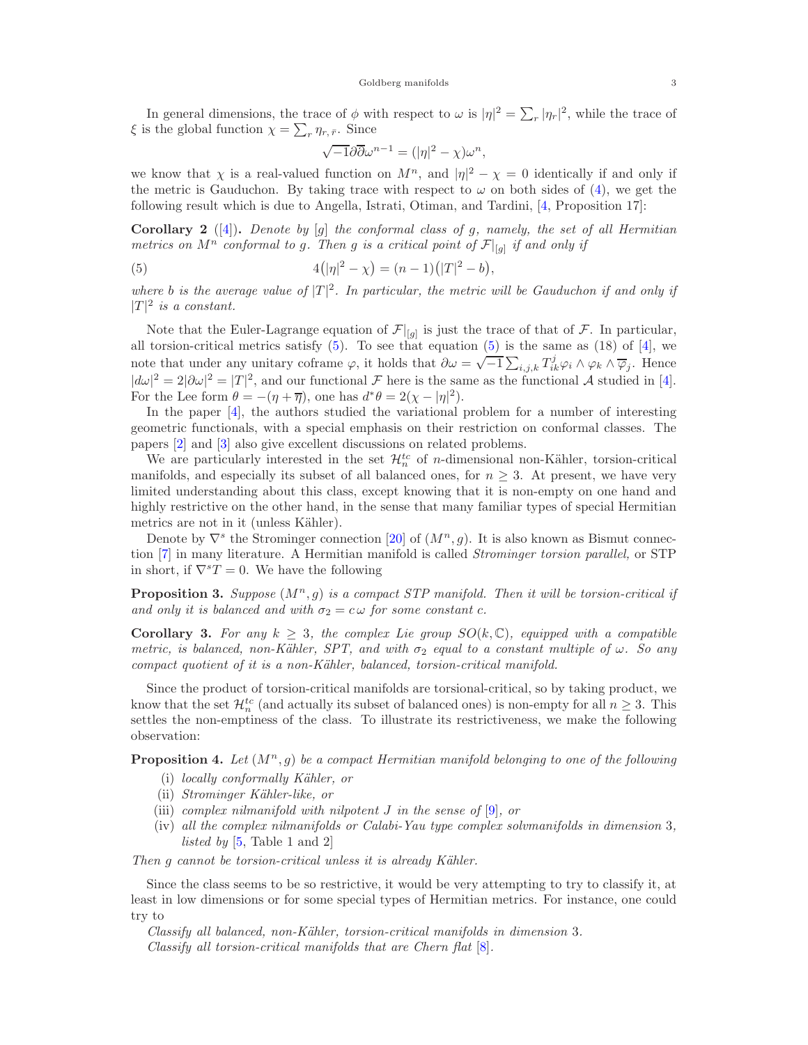In general dimensions, the trace of $\phi$ with respect to $\omega$ is $|\eta|^2 = \sum_r |\eta_r|^2$, while the trace of $\xi$ is the global function $\chi = \sum_r \eta_{r,\bar{r}}$. Since

$$\sqrt{-1}\partial\overline{\partial}\omega^{n-1} = (|\eta|^2 - \chi)\omega^n,$$

we know that $\chi$ is a real-valued function on $M^n$, and $|\eta|^2 - \chi = 0$ identically if and only if the metric is Gauduchon. By taking trace with respect to $\omega$ on both sides of (4), we get the following result which is due to Angella, Istrati, Otiman, and Tardini, [4, Proposition 17]:

**Corollary 2** ([4])**.** *Denote by $[g]$ the conformal class of $g$, namely, the set of all Hermitian metrics on $M^n$ conformal to $g$. Then $g$ is a critical point of $\mathcal{F}|_{[g]}$ if and only if*

$$4\big(|\eta|^2 - \chi\big) = (n-1)\big(|T|^2 - b\big), \tag{5}$$

*where $b$ is the average value of $|T|^2$. In particular, the metric will be Gauduchon if and only if $|T|^2$ is a constant.*

Note that the Euler-Lagrange equation of $\mathcal{F}|_{[g]}$ is just the trace of that of $\mathcal{F}$. In particular, all torsion-critical metrics satisfy (5). To see that equation (5) is the same as (18) of [4], we note that under any unitary coframe $\varphi$, it holds that $\partial\omega = \sqrt{-1}\sum_{i,j,k} T^j_{ik}\varphi_i \wedge \varphi_k \wedge \overline{\varphi}_j$. Hence $|d\omega|^2 = 2|\partial\omega|^2 = |T|^2$, and our functional $\mathcal{F}$ here is the same as the functional $\mathcal{A}$ studied in [4]. For the Lee form $\theta = -(\eta + \overline{\eta})$, one has $d^*\theta = 2(\chi - |\eta|^2)$.

In the paper [4], the authors studied the variational problem for a number of interesting geometric functionals, with a special emphasis on their restriction on conformal classes. The papers [2] and [3] also give excellent discussions on related problems.

We are particularly interested in the set $\mathcal{H}^{tc}_n$ of $n$-dimensional non-Kähler, torsion-critical manifolds, and especially its subset of all balanced ones, for $n \geq 3$. At present, we have very limited understanding about this class, except knowing that it is non-empty on one hand and highly restrictive on the other hand, in the sense that many familiar types of special Hermitian metrics are not in it (unless Kähler).

Denote by $\nabla^s$ the Strominger connection [20] of $(M^n, g)$. It is also known as Bismut connection [7] in many literature. A Hermitian manifold is called *Strominger torsion parallel,* or STP in short, if $\nabla^s T = 0$. We have the following

**Proposition 3.** *Suppose $(M^n, g)$ is a compact STP manifold. Then it will be torsion-critical if and only it is balanced and with $\sigma_2 = c\,\omega$ for some constant $c$.*

**Corollary 3.** *For any $k \geq 3$, the complex Lie group $SO(k, \mathbb{C})$, equipped with a compatible metric, is balanced, non-Kähler, SPT, and with $\sigma_2$ equal to a constant multiple of $\omega$. So any compact quotient of it is a non-Kähler, balanced, torsion-critical manifold.*

Since the product of torsion-critical manifolds are torsional-critical, so by taking product, we know that the set $\mathcal{H}^{tc}_n$ (and actually its subset of balanced ones) is non-empty for all $n \geq 3$. This settles the non-emptiness of the class. To illustrate its restrictiveness, we make the following observation:

**Proposition 4.** *Let $(M^n, g)$ be a compact Hermitian manifold belonging to one of the following*

- (i) *locally conformally Kähler, or*
- (ii) *Strominger Kähler-like, or*
- (iii) *complex nilmanifold with nilpotent $J$ in the sense of [9], or*
- (iv) *all the complex nilmanifolds or Calabi-Yau type complex solvmanifolds in dimension 3, listed by [5, Table 1 and 2]*

*Then $g$ cannot be torsion-critical unless it is already Kähler.*

Since the class seems to be so restrictive, it would be very attempting to try to classify it, at least in low dimensions or for some special types of Hermitian metrics. For instance, one could try to

*Classify all balanced, non-Kähler, torsion-critical manifolds in dimension* 3.
*Classify all torsion-critical manifolds that are Chern flat* [8].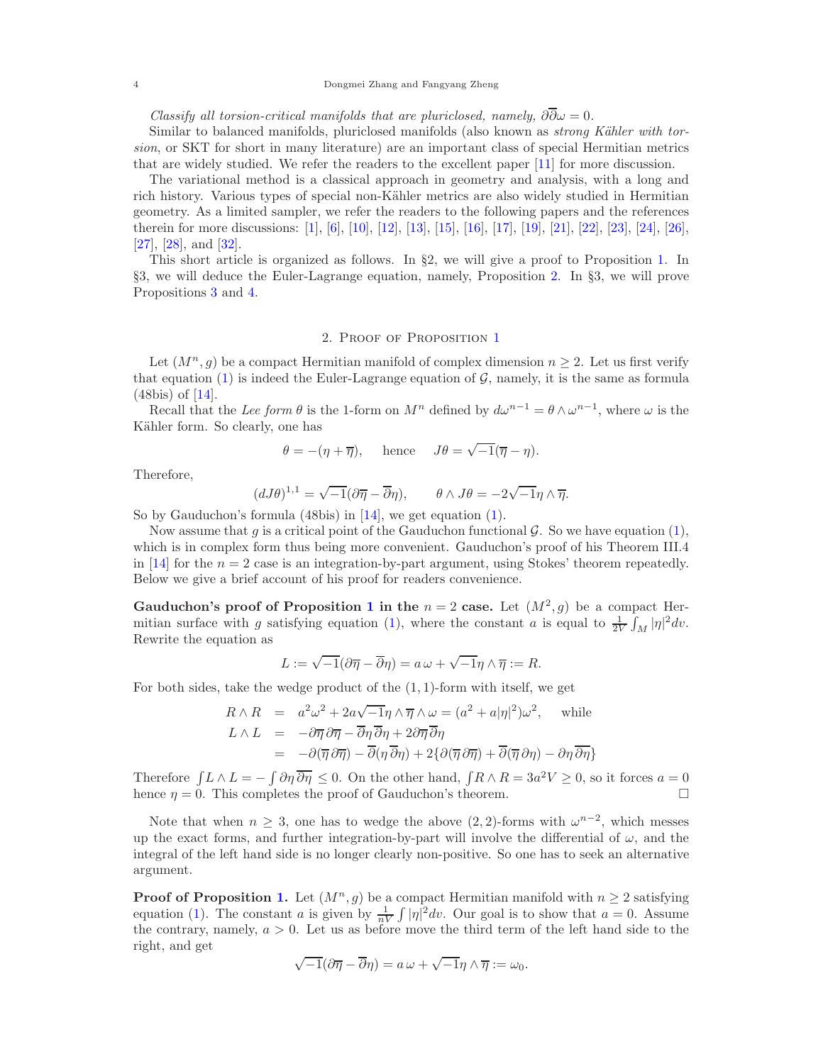*Classify all torsion-critical manifolds that are pluriclosed, namely, $\partial\overline{\partial}\omega = 0$.*

Similar to balanced manifolds, pluriclosed manifolds (also known as *strong Kähler with torsion*, or SKT for short in many literature) are an important class of special Hermitian metrics that are widely studied. We refer the readers to the excellent paper [11] for more discussion.

The variational method is a classical approach in geometry and analysis, with a long and rich history. Various types of special non-Kähler metrics are also widely studied in Hermitian geometry. As a limited sampler, we refer the readers to the following papers and the references therein for more discussions: [1], [6], [10], [12], [13], [15], [16], [17], [19], [21], [22], [23], [24], [26], [27], [28], and [32].

This short article is organized as follows. In §2, we will give a proof to Proposition 1. In §3, we will deduce the Euler-Lagrange equation, namely, Proposition 2. In §3, we will prove Propositions 3 and 4.

## 2. Proof of Proposition 1

Let $(M^n, g)$ be a compact Hermitian manifold of complex dimension $n \geq 2$. Let us first verify that equation (1) is indeed the Euler-Lagrange equation of $\mathcal{G}$, namely, it is the same as formula (48bis) of [14].

Recall that the *Lee form* $\theta$ is the 1-form on $M^n$ defined by $d\omega^{n-1} = \theta \wedge \omega^{n-1}$, where $\omega$ is the Kähler form. So clearly, one has

$$\theta = -(\eta + \overline{\eta}), \qquad \text{hence} \qquad J\theta = \sqrt{-1}(\overline{\eta} - \eta).$$

Therefore,

$$(dJ\theta)^{1,1} = \sqrt{-1}(\partial\overline{\eta} - \overline{\partial}\eta), \qquad \theta \wedge J\theta = -2\sqrt{-1}\eta \wedge \overline{\eta}.$$

So by Gauduchon's formula (48bis) in [14], we get equation (1).

Now assume that $g$ is a critical point of the Gauduchon functional $\mathcal{G}$. So we have equation (1), which is in complex form thus being more convenient. Gauduchon's proof of his Theorem III.4 in [14] for the $n = 2$ case is an integration-by-part argument, using Stokes' theorem repeatedly. Below we give a brief account of his proof for readers convenience.

**Gauduchon's proof of Proposition 1 in the $n = 2$ case.** Let $(M^2, g)$ be a compact Hermitian surface with $g$ satisfying equation (1), where the constant $a$ is equal to $\frac{1}{2V}\int_M |\eta|^2 dv$. Rewrite the equation as

$$L := \sqrt{-1}(\partial\overline{\eta} - \overline{\partial}\eta) = a\,\omega + \sqrt{-1}\eta \wedge \overline{\eta} := R.$$

For both sides, take the wedge product of the $(1,1)$-form with itself, we get

$$\begin{aligned}
R \wedge R &= a^2\omega^2 + 2a\sqrt{-1}\eta \wedge \overline{\eta} \wedge \omega = (a^2 + a|\eta|^2)\omega^2, \qquad \text{while} \\
L \wedge L &= -\partial\overline{\eta}\,\partial\overline{\eta} - \overline{\partial}\eta\,\overline{\partial}\eta + 2\partial\overline{\eta}\,\overline{\partial}\eta \\
&= -\partial(\overline{\eta}\,\partial\overline{\eta}) - \overline{\partial}(\eta\,\overline{\partial}\eta) + 2\{\partial(\overline{\eta}\,\partial\overline{\eta}) + \overline{\partial}(\overline{\eta}\,\partial\eta) - \partial\eta\,\overline{\partial\eta}\}
\end{aligned}$$

Therefore $\int L \wedge L = -\int \partial\eta\,\overline{\partial\eta} \leq 0$. On the other hand, $\int R \wedge R = 3a^2 V \geq 0$, so it forces $a = 0$ hence $\eta = 0$. This completes the proof of Gauduchon's theorem. $\square$

Note that when $n \geq 3$, one has to wedge the above $(2,2)$-forms with $\omega^{n-2}$, which messes up the exact forms, and further integration-by-part will involve the differential of $\omega$, and the integral of the left hand side is no longer clearly non-positive. So one has to seek an alternative argument.

**Proof of Proposition 1.** Let $(M^n, g)$ be a compact Hermitian manifold with $n \geq 2$ satisfying equation (1). The constant $a$ is given by $\frac{1}{nV}\int |\eta|^2 dv$. Our goal is to show that $a = 0$. Assume the contrary, namely, $a > 0$. Let us as before move the third term of the left hand side to the right, and get

$$\sqrt{-1}(\partial\overline{\eta} - \overline{\partial}\eta) = a\,\omega + \sqrt{-1}\eta \wedge \overline{\eta} := \omega_0.$$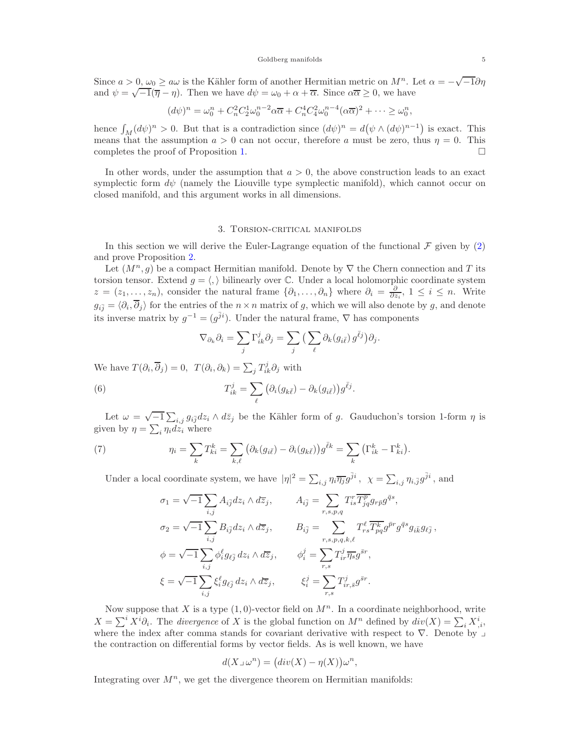Since $a > 0$, $\omega_0 \geq a\omega$ is the Kähler form of another Hermitian metric on $M^n$. Let $\alpha = -\sqrt{-1}\partial\eta$ and $\psi = \sqrt{-1}(\overline{\eta} - \eta)$. Then we have $d\psi = \omega_0 + \alpha + \overline{\alpha}$. Since $\alpha\overline{\alpha} \geq 0$, we have

$$(d\psi)^n = \omega_0^n + C_n^2 C_2^1 \omega_0^{n-2}\alpha\overline{\alpha} + C_n^4 C_4^2 \omega_0^{n-4}(\alpha\overline{\alpha})^2 + \cdots \geq \omega_0^n,$$

hence $\int_M (d\psi)^n > 0$. But that is a contradiction since $(d\psi)^n = d\big(\psi \wedge (d\psi)^{n-1}\big)$ is exact. This means that the assumption $a > 0$ can not occur, therefore $a$ must be zero, thus $\eta = 0$. This completes the proof of Proposition 1. □

In other words, under the assumption that $a > 0$, the above construction leads to an exact symplectic form $d\psi$ (namely the Liouville type symplectic manifold), which cannot occur on closed manifold, and this argument works in all dimensions.

## 3. Torsion-critical manifolds

In this section we will derive the Euler-Lagrange equation of the functional $\mathcal{F}$ given by (2) and prove Proposition 2.

Let $(M^n, g)$ be a compact Hermitian manifold. Denote by $\nabla$ the Chern connection and $T$ its torsion tensor. Extend $g = \langle, \rangle$ bilinearly over $\mathbb{C}$. Under a local holomorphic coordinate system $z = (z_1, \ldots, z_n)$, consider the natural frame $\{\partial_1, \ldots, \partial_n\}$ where $\partial_i = \frac{\partial}{\partial z_i}$, $1 \leq i \leq n$. Write $g_{i\bar{j}} = \langle \partial_i, \overline{\partial}_j \rangle$ for the entries of the $n \times n$ matrix of $g$, which we will also denote by $g$, and denote its inverse matrix by $g^{-1} = (g^{\bar{j}i})$. Under the natural frame, $\nabla$ has components

$$\nabla_{\partial_k}\partial_i = \sum_j \Gamma_{ik}^j \partial_j = \sum_j \big(\sum_\ell \partial_k(g_{i\bar{\ell}})\, g^{\bar{\ell}j}\big)\partial_j.$$

We have $T(\partial_i, \overline{\partial}_j) = 0$, $T(\partial_i, \partial_k) = \sum_j T_{ik}^j \partial_j$ with

$$T_{ik}^j = \sum_\ell \big(\partial_i(g_{k\bar{\ell}}) - \partial_k(g_{i\bar{\ell}})\big)g^{\bar{\ell}j}. \tag{6}$$

Let $\omega = \sqrt{-1}\sum_{i,j} g_{i\bar{j}} dz_i \wedge d\bar{z}_j$ be the Kähler form of $g$. Gauduchon's torsion 1-form $\eta$ is given by $\eta = \sum_i \eta_i dz_i$ where

$$\eta_i = \sum_k T_{ki}^k = \sum_{k,\ell} \big(\partial_k(g_{i\bar{\ell}}) - \partial_i(g_{k\bar{\ell}})\big)g^{\bar{\ell}k} = \sum_k \big(\Gamma_{ik}^k - \Gamma_{ki}^k\big). \tag{7}$$

Under a local coordinate system, we have $|\eta|^2 = \sum_{i,j} \eta_i \overline{\eta_j} g^{\bar{j}i}$, $\chi = \sum_{i,j} \eta_{i,\bar{j}} g^{\bar{j}i}$, and

$$\sigma_1 = \sqrt{-1}\sum_{i,j} A_{i\bar{j}} dz_i \wedge d\overline{z}_j, \qquad A_{i\bar{j}} = \sum_{r,s,p,q} T_{is}^r \overline{T_{jq}^p} g_{r\bar{p}} g^{\bar{q}s},$$

$$\sigma_2 = \sqrt{-1}\sum_{i,j} B_{i\bar{j}} dz_i \wedge d\overline{z}_j, \qquad B_{i\bar{j}} = \sum_{r,s,p,q,k,\ell} T_{rs}^\ell \overline{T_{pq}^k} g^{\bar{p}r} g^{\bar{q}s} g_{i\bar{k}} g_{\ell\bar{j}},$$

$$\phi = \sqrt{-1}\sum_{i,j} \phi_i^\ell g_{\ell\bar{j}}\, dz_i \wedge d\overline{z}_j, \qquad \phi_i^j = \sum_{r,s} T_{ir}^j \overline{\eta_s} g^{\bar{s}r},$$

$$\xi = \sqrt{-1}\sum_{i,j} \xi_i^\ell g_{\ell\bar{j}}\, dz_i \wedge d\overline{z}_j, \qquad \xi_i^j = \sum_{r,s} T_{ir,\bar{s}}^j g^{\bar{s}r}.$$

Now suppose that $X$ is a type $(1,0)$-vector field on $M^n$. In a coordinate neighborhood, write $X = \sum^i X^i \partial_i$. The *divergence* of $X$ is the global function on $M^n$ defined by $div(X) = \sum_i X^i_{,i}$, where the index after comma stands for covariant derivative with respect to $\nabla$. Denote by $\lrcorner$ the contraction on differential forms by vector fields. As is well known, we have

$$d(X \lrcorner\, \omega^n) = \big(div(X) - \eta(X)\big)\omega^n,$$

Integrating over $M^n$, we get the divergence theorem on Hermitian manifolds: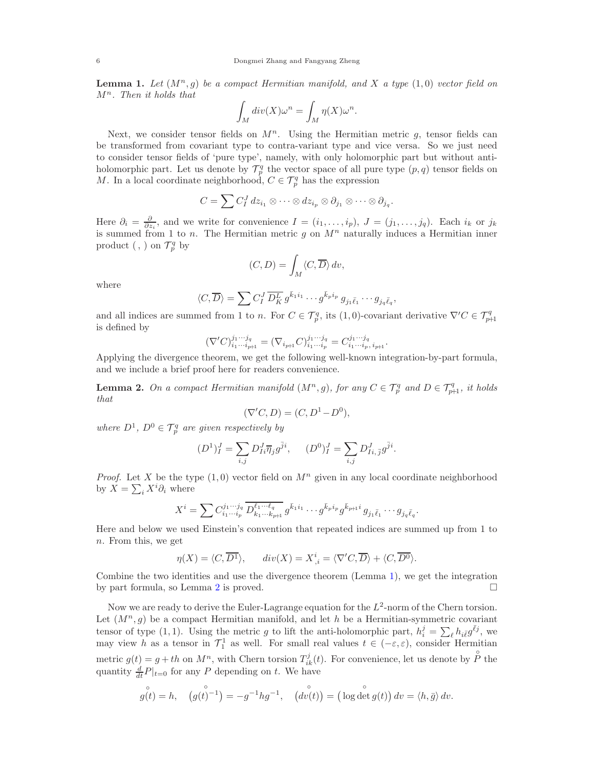**Lemma 1.** *Let $(M^n, g)$ be a compact Hermitian manifold, and $X$ a type $(1,0)$ vector field on $M^n$. Then it holds that*

$$\int_M div(X)\omega^n = \int_M \eta(X)\omega^n.$$

Next, we consider tensor fields on $M^n$. Using the Hermitian metric $g$, tensor fields can be transformed from covariant type to contra-variant type and vice versa. So we just need to consider tensor fields of 'pure type', namely, with only holomorphic part but without anti-holomorphic part. Let us denote by $\mathcal{T}_p^q$ the vector space of all pure type $(p,q)$ tensor fields on $M$. In a local coordinate neighborhood, $C \in \mathcal{T}_p^q$ has the expression

$$C = \sum C_I^J \, dz_{i_1} \otimes \cdots \otimes dz_{i_p} \otimes \partial_{j_1} \otimes \cdots \otimes \partial_{j_q}.$$

Here $\partial_i = \frac{\partial}{\partial z_i}$, and we write for convenience $I = (i_1, \ldots, i_p)$, $J = (j_1, \ldots, j_q)$. Each $i_k$ or $j_k$ is summed from 1 to $n$. The Hermitian metric $g$ on $M^n$ naturally induces a Hermitian inner product $(\,,\,)$ on $\mathcal{T}_p^q$ by

$$(C, D) = \int_M \langle C, \overline{D} \rangle \, dv,$$

where

$$\langle C, \overline{D} \rangle = \sum C_I^J \, \overline{D_K^L} \, g^{\bar{k}_1 i_1} \cdots g^{\bar{k}_p i_p} \, g_{j_1 \bar{\ell}_1} \cdots g_{j_q \bar{\ell}_q},$$

and all indices are summed from 1 to $n$. For $C \in \mathcal{T}_p^q$, its $(1,0)$-covariant derivative $\nabla' C \in \mathcal{T}_{p+1}^q$ is defined by

$$(\nabla' C)_{i_1 \cdots i_{p+1}}^{j_1 \cdots j_q} = (\nabla_{i_{p+1}} C)_{i_1 \cdots i_p}^{j_1 \cdots j_q} = C_{i_1 \cdots i_p, \, i_{p+1}}^{j_1 \cdots j_q}.$$

Applying the divergence theorem, we get the following well-known integration-by-part formula, and we include a brief proof here for readers convenience.

**Lemma 2.** *On a compact Hermitian manifold $(M^n, g)$, for any $C \in \mathcal{T}_p^q$ and $D \in \mathcal{T}_{p+1}^q$, it holds that*

$$(\nabla' C, D) = (C, D^1 - D^0),$$

*where $D^1$, $D^0 \in \mathcal{T}_p^q$ are given respectively by*

$$(D^1)_I^J = \sum_{i,j} D_{Ii}^J \overline{\eta}_j g^{\bar{j}i}, \qquad (D^0)_I^J = \sum_{i,j} D_{Ii,\bar{j}}^J g^{\bar{j}i}.$$

*Proof.* Let $X$ be the type $(1,0)$ vector field on $M^n$ given in any local coordinate neighborhood by $X = \sum_i X^i \partial_i$ where

$$X^i = \sum C_{i_1 \cdots i_p}^{j_1 \cdots j_q} \, \overline{D_{k_1 \cdots k_{p+1}}^{\ell_1 \cdots \ell_q}} \, g^{\bar{k}_1 i_1} \cdots g^{\bar{k}_p i_p} g^{\bar{k}_{p+1} i} \, g_{j_1 \bar{\ell}_1} \cdots g_{j_q \bar{\ell}_q}.$$

Here and below we used Einstein's convention that repeated indices are summed up from 1 to $n$. From this, we get

$$\eta(X) = \langle C, \overline{D^1} \rangle, \qquad div(X) = X^i_{\ ,i} = \langle \nabla' C, \overline{D} \rangle + \langle C, \overline{D^0} \rangle.$$

Combine the two identities and use the divergence theorem (Lemma 1), we get the integration by part formula, so Lemma 2 is proved. $\square$

Now we are ready to derive the Euler-Lagrange equation for the $L^2$-norm of the Chern torsion. Let $(M^n, g)$ be a compact Hermitian manifold, and let $h$ be a Hermitian-symmetric covariant tensor of type $(1,1)$. Using the metric $g$ to lift the anti-holomorphic part, $h_i^j = \sum_\ell h_{i\bar{\ell}} g^{\bar{\ell}j}$, we may view $h$ as a tensor in $\mathcal{T}_1^1$ as well. For small real values $t \in (-\varepsilon, \varepsilon)$, consider Hermitian metric $g(t) = g + th$ on $M^n$, with Chern torsion $T_{ik}^j(t)$. For convenience, let us denote by $\overset{\circ}{P}$ the quantity $\frac{d}{dt} P|_{t=0}$ for any $P$ depending on $t$. We have

$$\overset{\circ}{g(t)} = h, \quad \overset{\circ}{\big(g(t)^{-1}\big)} = -g^{-1} h g^{-1}, \quad \overset{\circ}{\big(dv(t)\big)} = \big(\log \overset{\circ}{\det} g(t)\big) \, dv = \langle h, \bar{g} \rangle \, dv.$$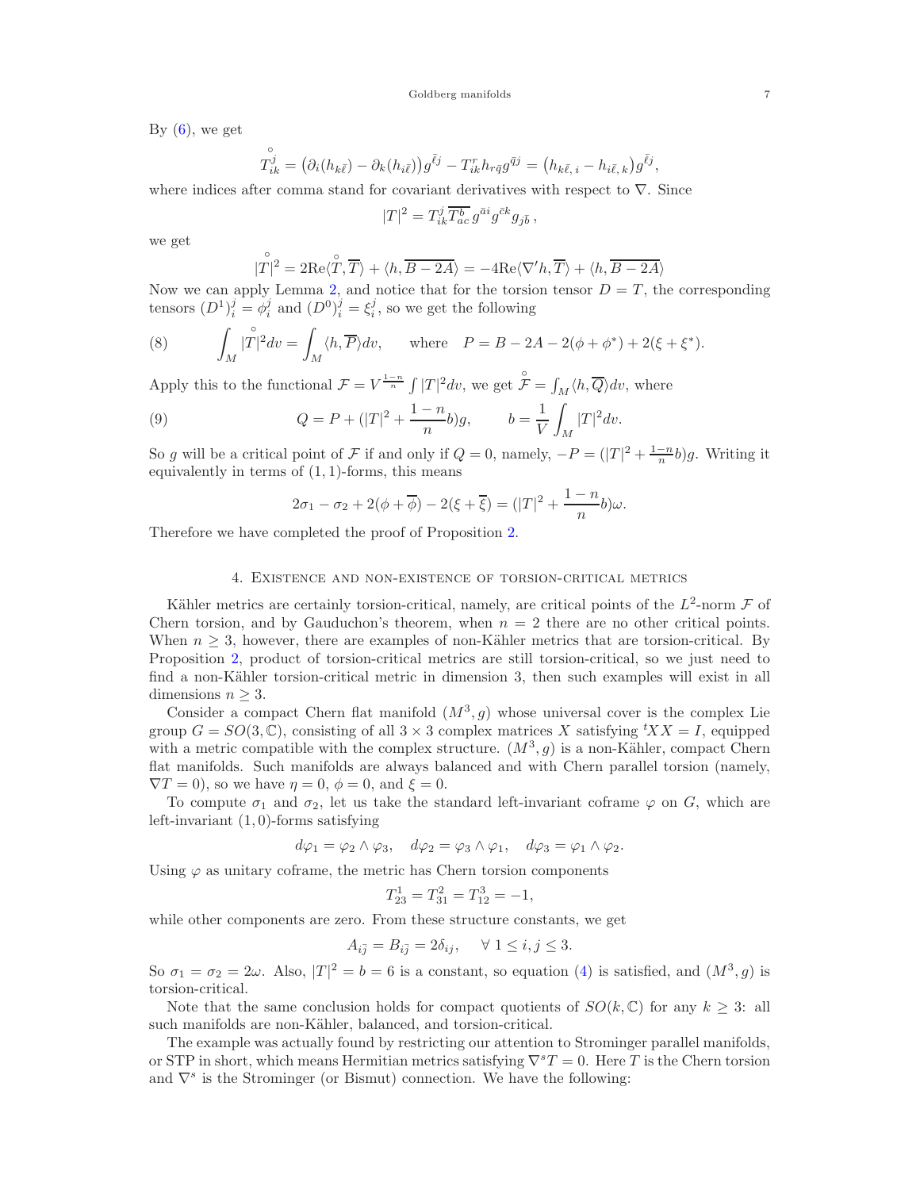By (6), we get

$$\overset{\circ}{T}{}^j_{ik} = \big(\partial_i(h_{k\bar{\ell}}) - \partial_k(h_{i\bar{\ell}})\big)g^{\bar{\ell}j} - T^r_{ik}h_{r\bar{q}}g^{\bar{q}j} = \big(h_{k\bar{\ell},\,i} - h_{i\bar{\ell},\,k}\big)g^{\bar{\ell}j},$$

where indices after comma stand for covariant derivatives with respect to $\nabla$. Since

$$|T|^2 = T^j_{ik}\overline{T^b_{ac}}\,g^{\bar{a}i}g^{\bar{c}k}g_{j\bar{b}}\,,$$

we get

$$\overset{\circ}{|T|^2} = 2\mathrm{Re}\langle \overset{\circ}{T}, \overline{T}\rangle + \langle h, \overline{B-2A}\rangle = -4\mathrm{Re}\langle \nabla' h, \overline{T}\rangle + \langle h, \overline{B-2A}\rangle$$

Now we can apply Lemma 2, and notice that for the torsion tensor $D = T$, the corresponding tensors $(D^1)^j_i = \phi^j_i$ and $(D^0)^j_i = \xi^j_i$, so we get the following

$$\int_M \overset{\circ}{|T|^2} dv = \int_M \langle h, \overline{P}\rangle dv, \qquad \text{where} \quad P = B - 2A - 2(\phi+\phi^*) + 2(\xi+\xi^*). \tag{8}$$

Apply this to the functional $\mathcal{F} = V^{\frac{1-n}{n}}\int |T|^2 dv$, we get $\overset{\circ}{\mathcal{F}} = \int_M \langle h, \overline{Q}\rangle dv$, where

$$Q = P + (|T|^2 + \frac{1-n}{n}b)g, \qquad b = \frac{1}{V}\int_M |T|^2 dv. \tag{9}$$

So $g$ will be a critical point of $\mathcal{F}$ if and only if $Q = 0$, namely, $-P = (|T|^2 + \frac{1-n}{n}b)g$. Writing it equivalently in terms of $(1,1)$-forms, this means

$$2\sigma_1 - \sigma_2 + 2(\phi + \overline{\phi}) - 2(\xi + \overline{\xi}) = (|T|^2 + \frac{1-n}{n}b)\omega.$$

Therefore we have completed the proof of Proposition 2.

## 4. Existence and non-existence of torsion-critical metrics

Kähler metrics are certainly torsion-critical, namely, are critical points of the $L^2$-norm $\mathcal{F}$ of Chern torsion, and by Gauduchon's theorem, when $n = 2$ there are no other critical points. When $n \geq 3$, however, there are examples of non-Kähler metrics that are torsion-critical. By Proposition 2, product of torsion-critical metrics are still torsion-critical, so we just need to find a non-Kähler torsion-critical metric in dimension 3, then such examples will exist in all dimensions $n \geq 3$.

Consider a compact Chern flat manifold $(M^3, g)$ whose universal cover is the complex Lie group $G = SO(3,\mathbb{C})$, consisting of all $3\times 3$ complex matrices $X$ satisfying ${}^tXX = I$, equipped with a metric compatible with the complex structure. $(M^3, g)$ is a non-Kähler, compact Chern flat manifolds. Such manifolds are always balanced and with Chern parallel torsion (namely, $\nabla T = 0$), so we have $\eta = 0$, $\phi = 0$, and $\xi = 0$.

To compute $\sigma_1$ and $\sigma_2$, let us take the standard left-invariant coframe $\varphi$ on $G$, which are left-invariant $(1,0)$-forms satisfying

$$d\varphi_1 = \varphi_2\wedge\varphi_3, \quad d\varphi_2 = \varphi_3\wedge\varphi_1, \quad d\varphi_3 = \varphi_1\wedge\varphi_2.$$

Using $\varphi$ as unitary coframe, the metric has Chern torsion components

$$T^1_{23} = T^2_{31} = T^3_{12} = -1,$$

while other components are zero. From these structure constants, we get

$$A_{i\bar{j}} = B_{i\bar{j}} = 2\delta_{ij}, \quad \forall\ 1\leq i,j\leq 3.$$

So $\sigma_1 = \sigma_2 = 2\omega$. Also, $|T|^2 = b = 6$ is a constant, so equation (4) is satisfied, and $(M^3, g)$ is torsion-critical.

Note that the same conclusion holds for compact quotients of $SO(k,\mathbb{C})$ for any $k\geq 3$: all such manifolds are non-Kähler, balanced, and torsion-critical.

The example was actually found by restricting our attention to Strominger parallel manifolds, or STP in short, which means Hermitian metrics satisfying $\nabla^s T = 0$. Here $T$ is the Chern torsion and $\nabla^s$ is the Strominger (or Bismut) connection. We have the following: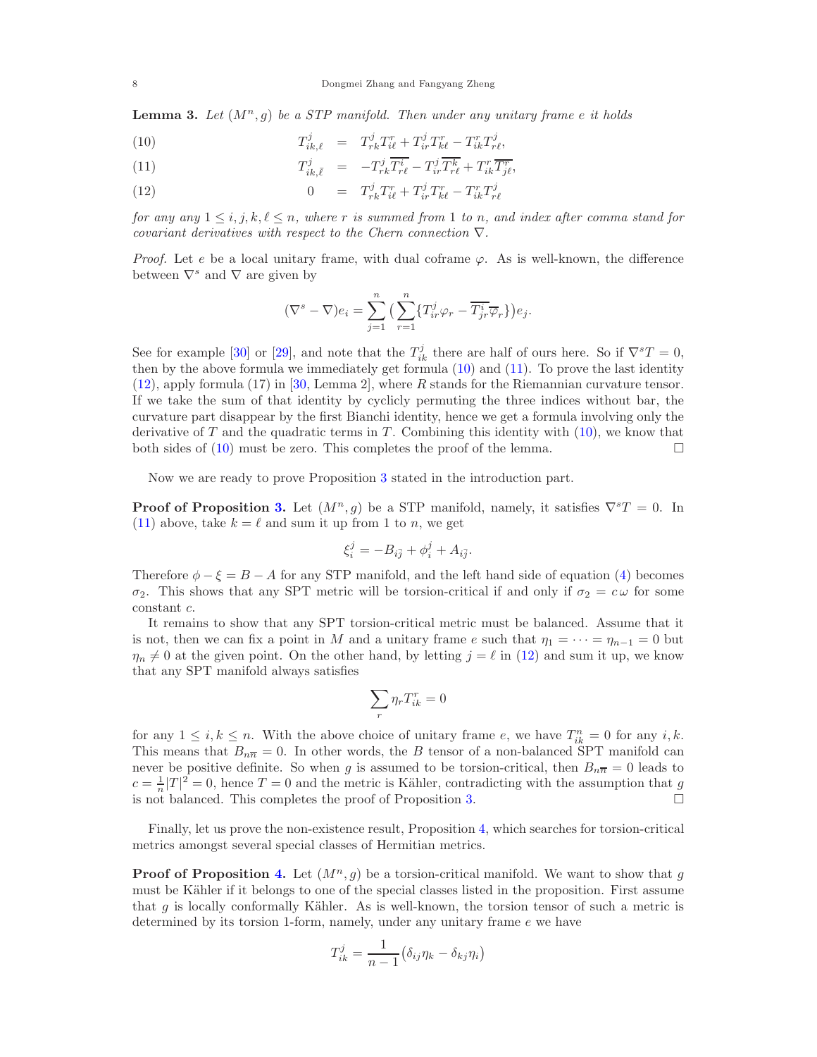**Lemma 3.** *Let $(M^n, g)$ be a STP manifold. Then under any unitary frame $e$ it holds*

$$T^j_{ik,\ell} = T^j_{rk}T^r_{i\ell} + T^j_{ir}T^r_{k\ell} - T^r_{ik}T^j_{r\ell}, \tag{10}$$

$$T^j_{ik,\bar\ell} = -T^j_{rk}\overline{T^i_{r\ell}} - T^j_{ir}\overline{T^k_{r\ell}} + T^r_{ik}\overline{T^r_{j\ell}}, \tag{11}$$

$$0 = T^j_{rk}T^r_{i\ell} + T^j_{ir}T^r_{k\ell} - T^r_{ik}T^j_{r\ell} \tag{12}$$

*for any any $1 \leq i, j, k, \ell \leq n$, where $r$ is summed from 1 to $n$, and index after comma stand for covariant derivatives with respect to the Chern connection $\nabla$.*

*Proof.* Let $e$ be a local unitary frame, with dual coframe $\varphi$. As is well-known, the difference between $\nabla^s$ and $\nabla$ are given by

$$(\nabla^s - \nabla)e_i = \sum_{j=1}^n \big( \sum_{r=1}^n \{ T^j_{ir}\varphi_r - \overline{T^i_{jr}}\overline{\varphi}_r \} \big) e_j.$$

See for example [30] or [29], and note that the $T^j_{ik}$ there are half of ours here. So if $\nabla^s T = 0$, then by the above formula we immediately get formula (10) and (11). To prove the last identity (12), apply formula (17) in [30, Lemma 2], where $R$ stands for the Riemannian curvature tensor. If we take the sum of that identity by cyclicly permuting the three indices without bar, the curvature part disappear by the first Bianchi identity, hence we get a formula involving only the derivative of $T$ and the quadratic terms in $T$. Combining this identity with (10), we know that both sides of (10) must be zero. This completes the proof of the lemma. $\square$

Now we are ready to prove Proposition 3 stated in the introduction part.

**Proof of Proposition 3.** Let $(M^n, g)$ be a STP manifold, namely, it satisfies $\nabla^s T = 0$. In (11) above, take $k = \ell$ and sum it up from 1 to $n$, we get

$$\xi^j_i = -B_{i\bar j} + \phi^j_i + A_{i\bar j}.$$

Therefore $\phi - \xi = B - A$ for any STP manifold, and the left hand side of equation (4) becomes $\sigma_2$. This shows that any SPT metric will be torsion-critical if and only if $\sigma_2 = c\,\omega$ for some constant $c$.

It remains to show that any SPT torsion-critical metric must be balanced. Assume that it is not, then we can fix a point in $M$ and a unitary frame $e$ such that $\eta_1 = \cdots = \eta_{n-1} = 0$ but $\eta_n \neq 0$ at the given point. On the other hand, by letting $j = \ell$ in (12) and sum it up, we know that any SPT manifold always satisfies

$$\sum_r \eta_r T^r_{ik} = 0$$

for any $1 \leq i, k \leq n$. With the above choice of unitary frame $e$, we have $T^n_{ik} = 0$ for any $i, k$. This means that $B_{n\bar n} = 0$. In other words, the $B$ tensor of a non-balanced SPT manifold can never be positive definite. So when $g$ is assumed to be torsion-critical, then $B_{n\bar n} = 0$ leads to $c = \frac{1}{n}|T|^2 = 0$, hence $T = 0$ and the metric is Kähler, contradicting with the assumption that $g$ is not balanced. This completes the proof of Proposition 3. $\square$

Finally, let us prove the non-existence result, Proposition 4, which searches for torsion-critical metrics amongst several special classes of Hermitian metrics.

**Proof of Proposition 4.** Let $(M^n, g)$ be a torsion-critical manifold. We want to show that $g$ must be Kähler if it belongs to one of the special classes listed in the proposition. First assume that $g$ is locally conformally Kähler. As is well-known, the torsion tensor of such a metric is determined by its torsion 1-form, namely, under any unitary frame $e$ we have

$$T^j_{ik} = \frac{1}{n-1}\big(\delta_{ij}\eta_k - \delta_{kj}\eta_i\big)$$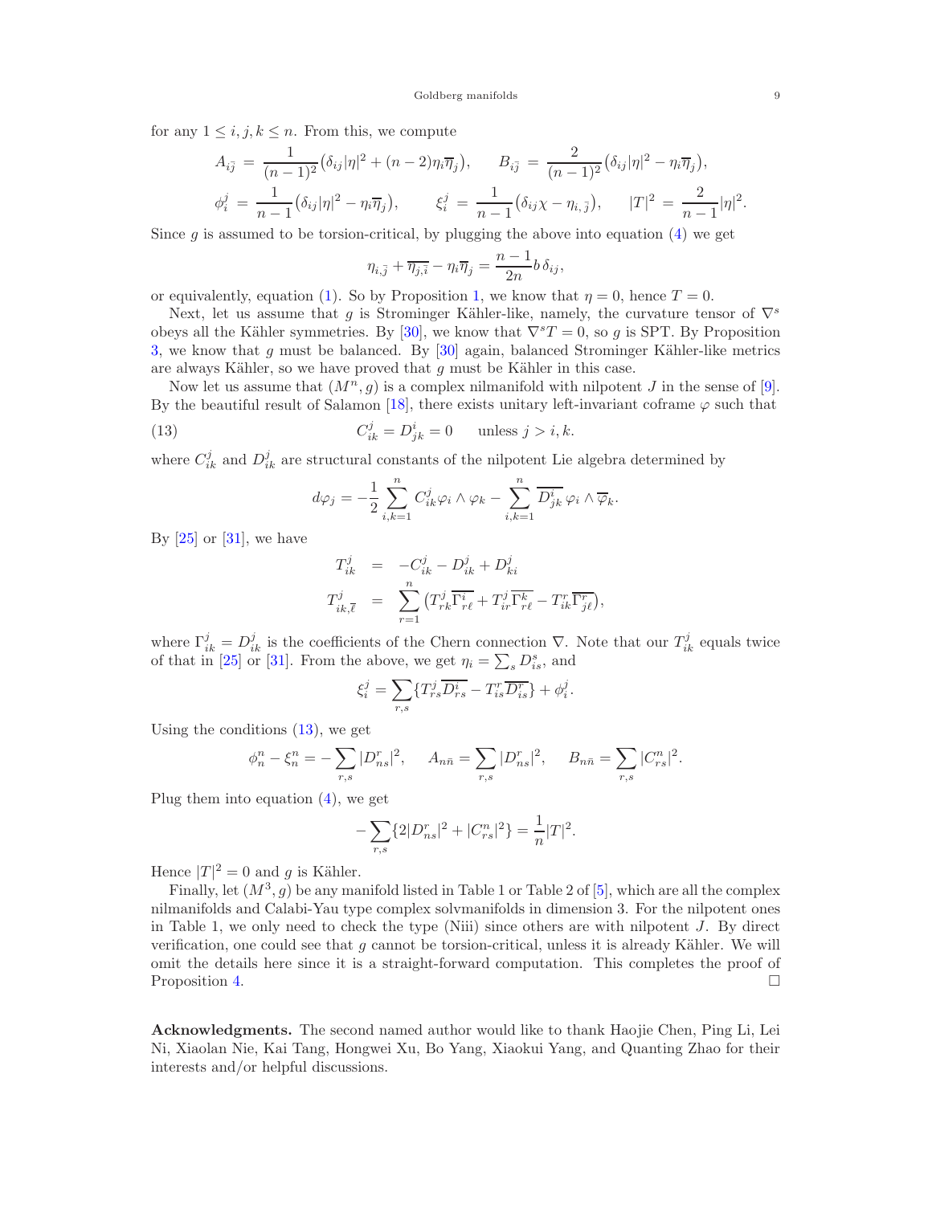for any $1 \leq i, j, k \leq n$. From this, we compute

$$A_{i\bar{j}} = \frac{1}{(n-1)^2}\big(\delta_{ij}|\eta|^2 + (n-2)\eta_i\overline{\eta}_j\big), \qquad B_{i\bar{j}} = \frac{2}{(n-1)^2}\big(\delta_{ij}|\eta|^2 - \eta_i\overline{\eta}_j\big),$$

$$\phi_i^j = \frac{1}{n-1}\big(\delta_{ij}|\eta|^2 - \eta_i\overline{\eta}_j\big), \qquad \xi_i^j = \frac{1}{n-1}\big(\delta_{ij}\chi - \eta_{i,\bar{j}}\big), \qquad |T|^2 = \frac{2}{n-1}|\eta|^2.$$

Since $g$ is assumed to be torsion-critical, by plugging the above into equation (4) we get

$$\eta_{i,\bar{j}} + \overline{\eta_{j,\bar{i}}} - \eta_i\overline{\eta}_j = \frac{n-1}{2n} b\, \delta_{ij},$$

or equivalently, equation (1). So by Proposition 1, we know that $\eta = 0$, hence $T = 0$.

Next, let us assume that $g$ is Strominger Kähler-like, namely, the curvature tensor of $\nabla^s$ obeys all the Kähler symmetries. By [30], we know that $\nabla^s T = 0$, so $g$ is SPT. By Proposition 3, we know that $g$ must be balanced. By [30] again, balanced Strominger Kähler-like metrics are always Kähler, so we have proved that $g$ must be Kähler in this case.

Now let us assume that $(M^n, g)$ is a complex nilmanifold with nilpotent $J$ in the sense of [9]. By the beautiful result of Salamon [18], there exists unitary left-invariant coframe $\varphi$ such that

$$C_{ik}^j = D_{jk}^i = 0 \qquad \text{unless } j > i, k. \tag{13}$$

where $C_{ik}^j$ and $D_{ik}^j$ are structural constants of the nilpotent Lie algebra determined by

$$d\varphi_j = -\frac{1}{2}\sum_{i,k=1}^{n} C_{ik}^j \varphi_i \wedge \varphi_k - \sum_{i,k=1}^{n} \overline{D_{jk}^i}\, \varphi_i \wedge \overline{\varphi}_k.$$

By [25] or [31], we have

$$\begin{aligned} T_{ik}^j &= -C_{ik}^j - D_{ik}^j + D_{ki}^j \\ T_{ik,\overline{\ell}}^j &= \sum_{r=1}^{n}\big(T_{rk}^j\overline{\Gamma_{r\ell}^i} + T_{ir}^j\overline{\Gamma_{r\ell}^k} - T_{ik}^r\overline{\Gamma_{j\ell}^r}\big), \end{aligned}$$

where $\Gamma_{ik}^j = D_{ik}^j$ is the coefficients of the Chern connection $\nabla$. Note that our $T_{ik}^j$ equals twice of that in [25] or [31]. From the above, we get $\eta_i = \sum_s D_{is}^s$, and

$$\xi_i^j = \sum_{r,s}\{T_{rs}^j\overline{D_{rs}^i} - T_{is}^r\overline{D_{is}^r}\} + \phi_i^j.$$

Using the conditions (13), we get

$$\phi_n^n - \xi_n^n = -\sum_{r,s}|D_{ns}^r|^2, \qquad A_{n\bar{n}} = \sum_{r,s}|D_{ns}^r|^2, \qquad B_{n\bar{n}} = \sum_{r,s}|C_{rs}^n|^2.$$

Plug them into equation (4), we get

$$-\sum_{r,s}\{2|D_{ns}^r|^2 + |C_{rs}^n|^2\} = \frac{1}{n}|T|^2.$$

Hence $|T|^2 = 0$ and $g$ is Kähler.

Finally, let $(M^3, g)$ be any manifold listed in Table 1 or Table 2 of [5], which are all the complex nilmanifolds and Calabi-Yau type complex solvmanifolds in dimension 3. For the nilpotent ones in Table 1, we only need to check the type (Niii) since others are with nilpotent $J$. By direct verification, one could see that $g$ cannot be torsion-critical, unless it is already Kähler. We will omit the details here since it is a straight-forward computation. This completes the proof of Proposition 4. $\square$

**Acknowledgments.** The second named author would like to thank Haojie Chen, Ping Li, Lei Ni, Xiaolan Nie, Kai Tang, Hongwei Xu, Bo Yang, Xiaokui Yang, and Quanting Zhao for their interests and/or helpful discussions.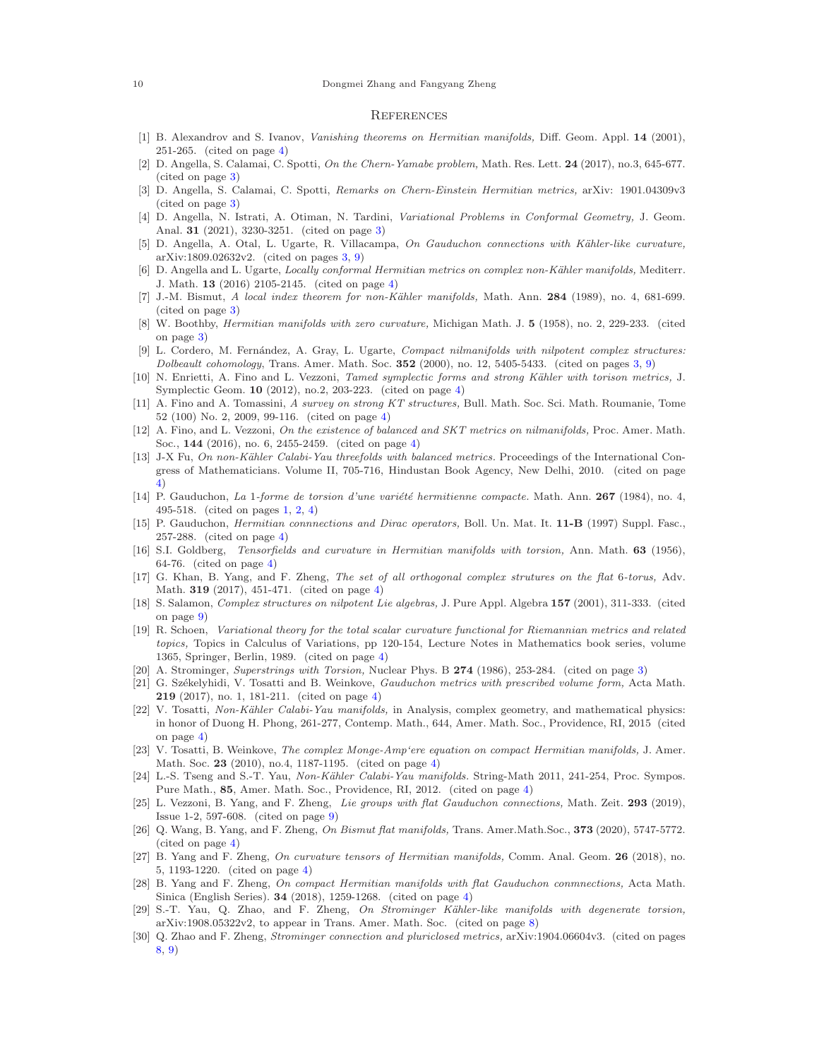## References

[1] B. Alexandrov and S. Ivanov, *Vanishing theorems on Hermitian manifolds,* Diff. Geom. Appl. **14** (2001), 251-265. (cited on page 4)

[2] D. Angella, S. Calamai, C. Spotti, *On the Chern-Yamabe problem,* Math. Res. Lett. **24** (2017), no.3, 645-677. (cited on page 3)

[3] D. Angella, S. Calamai, C. Spotti, *Remarks on Chern-Einstein Hermitian metrics,* arXiv: 1901.04309v3 (cited on page 3)

[4] D. Angella, N. Istrati, A. Otiman, N. Tardini, *Variational Problems in Conformal Geometry,* J. Geom. Anal. **31** (2021), 3230-3251. (cited on page 3)

[5] D. Angella, A. Otal, L. Ugarte, R. Villacampa, *On Gauduchon connections with Kähler-like curvature,* arXiv:1809.02632v2. (cited on pages 3, 9)

[6] D. Angella and L. Ugarte, *Locally conformal Hermitian metrics on complex non-Kähler manifolds,* Mediterr. J. Math. **13** (2016) 2105-2145. (cited on page 4)

[7] J.-M. Bismut, *A local index theorem for non-Kähler manifolds,* Math. Ann. **284** (1989), no. 4, 681-699. (cited on page 3)

[8] W. Boothby, *Hermitian manifolds with zero curvature,* Michigan Math. J. **5** (1958), no. 2, 229-233. (cited on page 3)

[9] L. Cordero, M. Fernández, A. Gray, L. Ugarte, *Compact nilmanifolds with nilpotent complex structures: Dolbeault cohomology,* Trans. Amer. Math. Soc. **352** (2000), no. 12, 5405-5433. (cited on pages 3, 9)

[10] N. Enrietti, A. Fino and L. Vezzoni, *Tamed symplectic forms and strong Kähler with torison metrics,* J. Symplectic Geom. **10** (2012), no.2, 203-223. (cited on page 4)

[11] A. Fino and A. Tomassini, *A survey on strong KT structures,* Bull. Math. Soc. Sci. Math. Roumanie, Tome 52 (100) No. 2, 2009, 99-116. (cited on page 4)

[12] A. Fino, and L. Vezzoni, *On the existence of balanced and SKT metrics on nilmanifolds,* Proc. Amer. Math. Soc., **144** (2016), no. 6, 2455-2459. (cited on page 4)

[13] J-X Fu, *On non-Kähler Calabi-Yau threefolds with balanced metrics.* Proceedings of the International Congress of Mathematicians. Volume II, 705-716, Hindustan Book Agency, New Delhi, 2010. (cited on page 4)

[14] P. Gauduchon, *La* 1*-forme de torsion d'une variété hermitienne compacte.* Math. Ann. **267** (1984), no. 4, 495-518. (cited on pages 1, 2, 4)

[15] P. Gauduchon, *Hermitian connnections and Dirac operators,* Boll. Un. Mat. It. **11-B** (1997) Suppl. Fasc., 257-288. (cited on page 4)

[16] S.I. Goldberg, *Tensorfields and curvature in Hermitian manifolds with torsion,* Ann. Math. **63** (1956), 64-76. (cited on page 4)

[17] G. Khan, B. Yang, and F. Zheng, *The set of all orthogonal complex strutures on the flat* 6*-torus,* Adv. Math. **319** (2017), 451-471. (cited on page 4)

[18] S. Salamon, *Complex structures on nilpotent Lie algebras,* J. Pure Appl. Algebra **157** (2001), 311-333. (cited on page 9)

[19] R. Schoen, *Variational theory for the total scalar curvature functional for Riemannian metrics and related topics,* Topics in Calculus of Variations, pp 120-154, Lecture Notes in Mathematics book series, volume 1365, Springer, Berlin, 1989. (cited on page 4)

[20] A. Strominger, *Superstrings with Torsion,* Nuclear Phys. B **274** (1986), 253-284. (cited on page 3)

[21] G. Székelyhidi, V. Tosatti and B. Weinkove, *Gauduchon metrics with prescribed volume form,* Acta Math. **219** (2017), no. 1, 181-211. (cited on page 4)

[22] V. Tosatti, *Non-Kähler Calabi-Yau manifolds,* in Analysis, complex geometry, and mathematical physics: in honor of Duong H. Phong, 261-277, Contemp. Math., 644, Amer. Math. Soc., Providence, RI, 2015 (cited on page 4)

[23] V. Tosatti, B. Weinkove, *The complex Monge-Amp'ere equation on compact Hermitian manifolds,* J. Amer. Math. Soc. **23** (2010), no.4, 1187-1195. (cited on page 4)

[24] L.-S. Tseng and S.-T. Yau, *Non-Kähler Calabi-Yau manifolds.* String-Math 2011, 241-254, Proc. Sympos. Pure Math., **85**, Amer. Math. Soc., Providence, RI, 2012. (cited on page 4)

[25] L. Vezzoni, B. Yang, and F. Zheng, *Lie groups with flat Gauduchon connections,* Math. Zeit. **293** (2019), Issue 1-2, 597-608. (cited on page 9)

[26] Q. Wang, B. Yang, and F. Zheng, *On Bismut flat manifolds,* Trans. Amer.Math.Soc., **373** (2020), 5747-5772. (cited on page 4)

[27] B. Yang and F. Zheng, *On curvature tensors of Hermitian manifolds,* Comm. Anal. Geom. **26** (2018), no. 5, 1193-1220. (cited on page 4)

[28] B. Yang and F. Zheng, *On compact Hermitian manifolds with flat Gauduchon conmnections,* Acta Math. Sinica (English Series). **34** (2018), 1259-1268. (cited on page 4)

[29] S.-T. Yau, Q. Zhao, and F. Zheng, *On Strominger Kähler-like manifolds with degenerate torsion,* arXiv:1908.05322v2, to appear in Trans. Amer. Math. Soc. (cited on page 8)

[30] Q. Zhao and F. Zheng, *Strominger connection and pluriclosed metrics,* arXiv:1904.06604v3. (cited on pages 8, 9)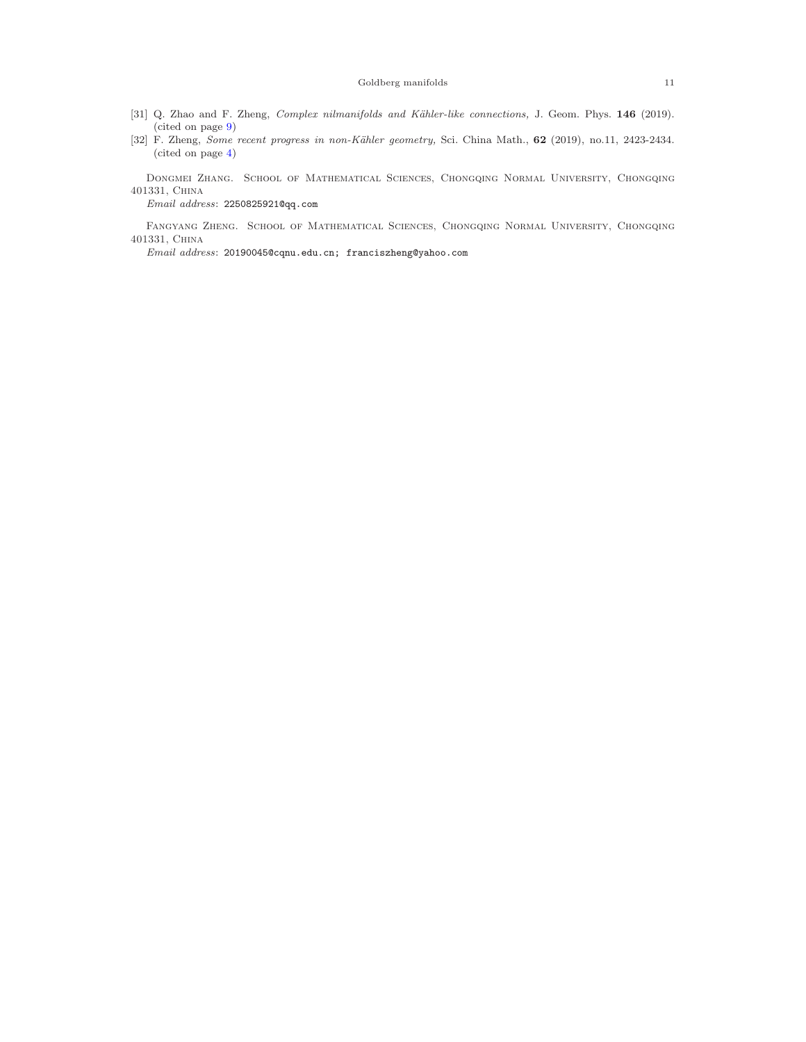[31] Q. Zhao and F. Zheng, *Complex nilmanifolds and Kähler-like connections,* J. Geom. Phys. **146** (2019). (cited on page 9)

[32] F. Zheng, *Some recent progress in non-Kähler geometry,* Sci. China Math., **62** (2019), no.11, 2423-2434. (cited on page 4)

Dongmei Zhang. School of Mathematical Sciences, Chongqing Normal University, Chongqing 401331, China

*Email address*: `2250825921@qq.com`

Fangyang Zheng. School of Mathematical Sciences, Chongqing Normal University, Chongqing 401331, China

*Email address*: `20190045@cqnu.edu.cn; franciszheng@yahoo.com`